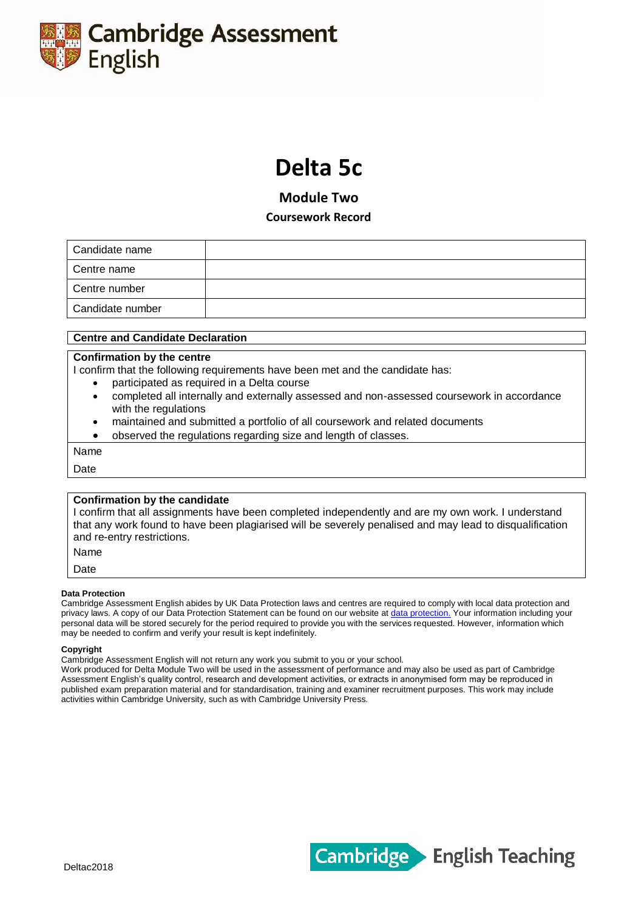Cambridge Assessment English

# Delta 5c

## Module Two

### Coursework Record

| Candidate name | |
|---|---|
| Centre name | |
| Centre number | |
| Candidate number | |

**Centre and Candidate Declaration**

**Confirmation by the centre**

I confirm that the following requirements have been met and the candidate has:

- participated as required in a Delta course
- completed all internally and externally assessed and non-assessed coursework in accordance with the regulations
- maintained and submitted a portfolio of all coursework and related documents
- observed the regulations regarding size and length of classes.

Name

Date

**Confirmation by the candidate**

I confirm that all assignments have been completed independently and are my own work. I understand that any work found to have been plagiarised will be severely penalised and may lead to disqualification and re-entry restrictions.

Name

Date

**Data Protection**

Cambridge Assessment English abides by UK Data Protection laws and centres are required to comply with local data protection and privacy laws. A copy of our Data Protection Statement can be found on our website at data protection. Your information including your personal data will be stored securely for the period required to provide you with the services requested. However, information which may be needed to confirm and verify your result is kept indefinitely.

**Copyright**

Cambridge Assessment English will not return any work you submit to you or your school.

Work produced for Delta Module Two will be used in the assessment of performance and may also be used as part of Cambridge Assessment English's quality control, research and development activities, or extracts in anonymised form may be reproduced in published exam preparation material and for standardisation, training and examiner recruitment purposes. This work may include activities within Cambridge University, such as with Cambridge University Press.

Deltac2018

Cambridge English Teaching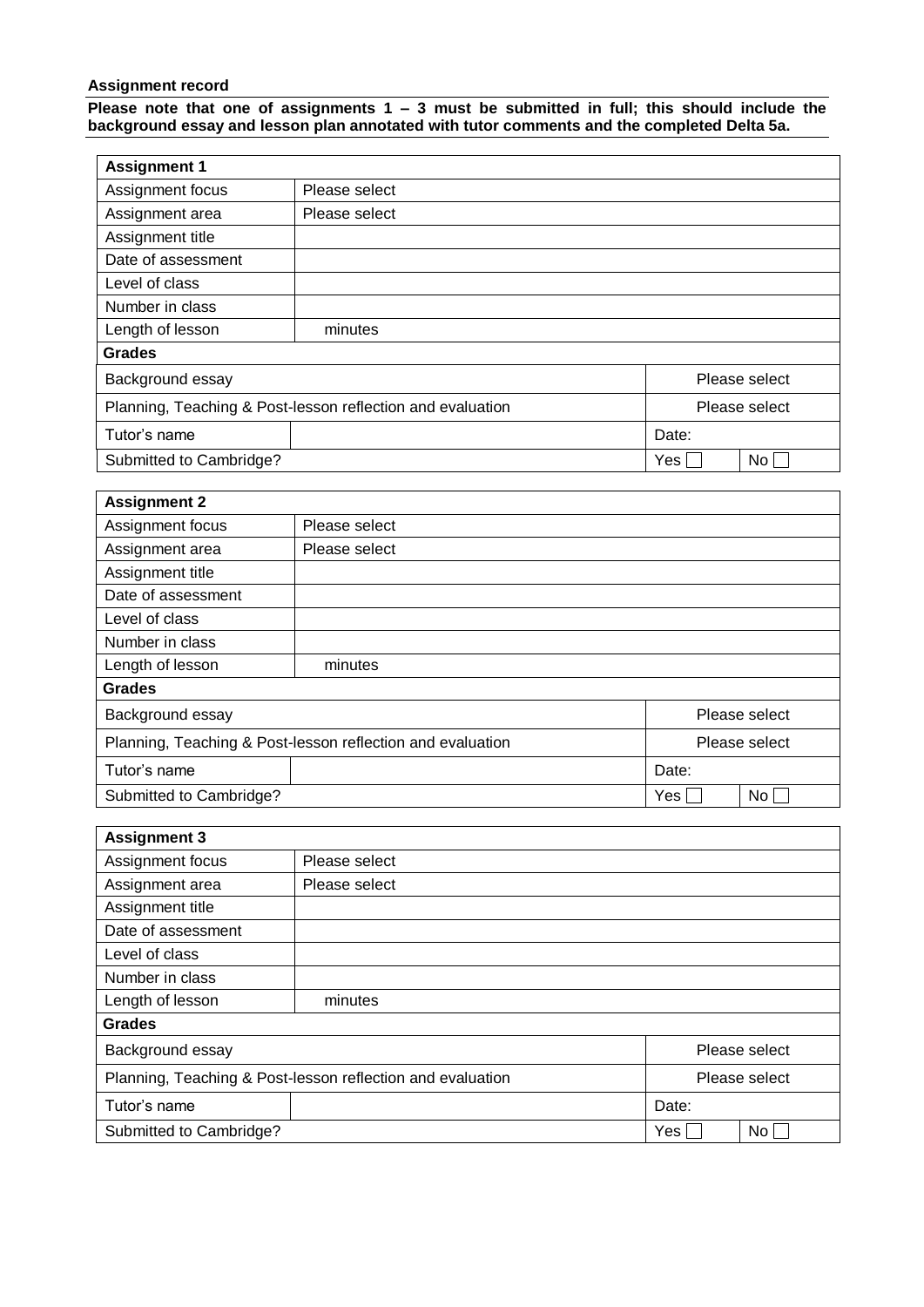**Assignment record**

**Please note that one of assignments 1 – 3 must be submitted in full; this should include the background essay and lesson plan annotated with tutor comments and the completed Delta 5a.**

| **Assignment 1** | | | |
|---|---|---|---|
| Assignment focus | Please select | | |
| Assignment area | Please select | | |
| Assignment title | | | |
| Date of assessment | | | |
| Level of class | | | |
| Number in class | | | |
| Length of lesson | minutes | | |
| **Grades** | | | |
| Background essay | | Please select | |
| Planning, Teaching & Post-lesson reflection and evaluation | | Please select | |
| Tutor's name | | Date: | |
| Submitted to Cambridge? | | Yes ☐ | No ☐ |

| **Assignment 2** | | | |
|---|---|---|---|
| Assignment focus | Please select | | |
| Assignment area | Please select | | |
| Assignment title | | | |
| Date of assessment | | | |
| Level of class | | | |
| Number in class | | | |
| Length of lesson | minutes | | |
| **Grades** | | | |
| Background essay | | Please select | |
| Planning, Teaching & Post-lesson reflection and evaluation | | Please select | |
| Tutor's name | | Date: | |
| Submitted to Cambridge? | | Yes ☐ | No ☐ |

| **Assignment 3** | | | |
|---|---|---|---|
| Assignment focus | Please select | | |
| Assignment area | Please select | | |
| Assignment title | | | |
| Date of assessment | | | |
| Level of class | | | |
| Number in class | | | |
| Length of lesson | minutes | | |
| **Grades** | | | |
| Background essay | | Please select | |
| Planning, Teaching & Post-lesson reflection and evaluation | | Please select | |
| Tutor's name | | Date: | |
| Submitted to Cambridge? | | Yes ☐ | No ☐ |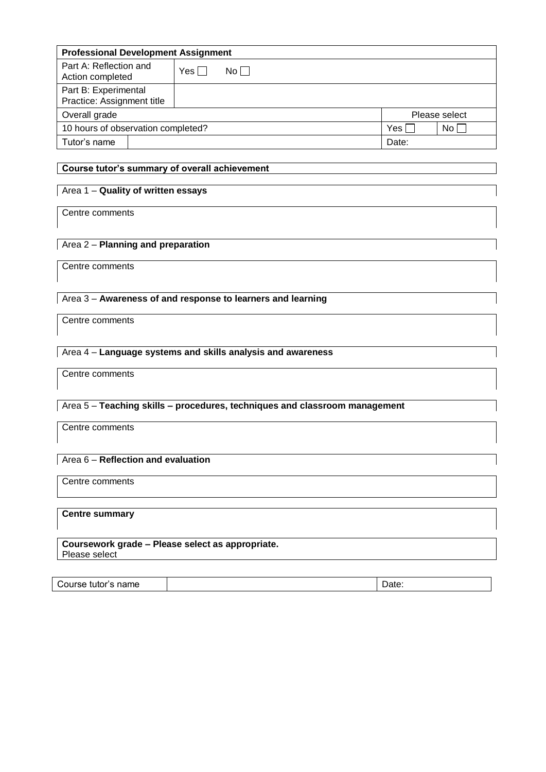| **Professional Development Assignment** | | | |
|---|---|---|---|
| Part A: Reflection and Action completed | Yes ☐ No ☐ | | |
| Part B: Experimental Practice: Assignment title | | | |
| Overall grade | | Please select | |
| 10 hours of observation completed? | | Yes ☐ | No ☐ |
| Tutor's name | | Date: | |

**Course tutor's summary of overall achievement**

Area 1 – **Quality of written essays**

Centre comments

Area 2 – **Planning and preparation**

Centre comments

Area 3 – **Awareness of and response to learners and learning**

Centre comments

Area 4 – **Language systems and skills analysis and awareness**

Centre comments

Area 5 – **Teaching skills – procedures, techniques and classroom management**

Centre comments

Area 6 – **Reflection and evaluation**

Centre comments

**Centre summary**

**Coursework grade – Please select as appropriate.**
Please select

| | | |
|---|---|---|
| Course tutor's name | | Date: |